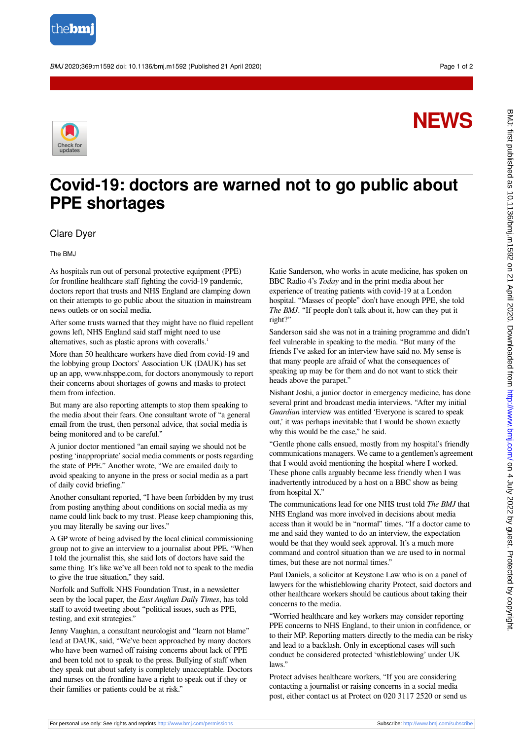NEWS

# Covid-19: doctors are warned not to go public about PPE shortages

Clare Dyer

The BMJ

As hospitals run out of personal protective equipment (PPE) for frontline healthcare staff fighting the covid-19 pandemic, doctors report that trusts and NHS England are clamping down on their attempts to go public about the situation in mainstream news outlets or on social media.

After some trusts warned that they might have no fluid repellent gowns left, NHS England said staff might need to use alternatives, such as plastic aprons with coveralls.[1]

More than 50 healthcare workers have died from covid-19 and the lobbying group Doctors' Association UK (DAUK) has set up an app, www.nhsppe.com, for doctors anonymously to report their concerns about shortages of gowns and masks to protect them from infection.

But many are also reporting attempts to stop them speaking to the media about their fears. One consultant wrote of "a general email from the trust, then personal advice, that social media is being monitored and to be careful."

A junior doctor mentioned "an email saying we should not be posting 'inappropriate' social media comments or posts regarding the state of PPE." Another wrote, "We are emailed daily to avoid speaking to anyone in the press or social media as a part of daily covid briefing."

Another consultant reported, "I have been forbidden by my trust from posting anything about conditions on social media as my name could link back to my trust. Please keep championing this, you may literally be saving our lives."

A GP wrote of being advised by the local clinical commissioning group not to give an interview to a journalist about PPE. "When I told the journalist this, she said lots of doctors have said the same thing. It's like we've all been told not to speak to the media to give the true situation," they said.

Norfolk and Suffolk NHS Foundation Trust, in a newsletter seen by the local paper, the *East Anglian Daily Times*, has told staff to avoid tweeting about "political issues, such as PPE, testing, and exit strategies."

Jenny Vaughan, a consultant neurologist and "learn not blame" lead at DAUK, said, "We've been approached by many doctors who have been warned off raising concerns about lack of PPE and been told not to speak to the press. Bullying of staff when they speak out about safety is completely unacceptable. Doctors and nurses on the frontline have a right to speak out if they or their families or patients could be at risk."

Katie Sanderson, who works in acute medicine, has spoken on BBC Radio 4's *Today* and in the print media about her experience of treating patients with covid-19 at a London hospital. "Masses of people" don't have enough PPE, she told *The BMJ*. "If people don't talk about it, how can they put it right?"

Sanderson said she was not in a training programme and didn't feel vulnerable in speaking to the media. "But many of the friends I've asked for an interview have said no. My sense is that many people are afraid of what the consequences of speaking up may be for them and do not want to stick their heads above the parapet."

Nishant Joshi, a junior doctor in emergency medicine, has done several print and broadcast media interviews. "After my initial *Guardian* interview was entitled 'Everyone is scared to speak out,' it was perhaps inevitable that I would be shown exactly why this would be the case," he said.

"Gentle phone calls ensued, mostly from my hospital's friendly communications managers. We came to a gentlemen's agreement that I would avoid mentioning the hospital where I worked. These phone calls arguably became less friendly when I was inadvertently introduced by a host on a BBC show as being from hospital X."

The communications lead for one NHS trust told *The BMJ* that NHS England was more involved in decisions about media access than it would be in "normal" times. "If a doctor came to me and said they wanted to do an interview, the expectation would be that they would seek approval. It's a much more command and control situation than we are used to in normal times, but these are not normal times."

Paul Daniels, a solicitor at Keystone Law who is on a panel of lawyers for the whistleblowing charity Protect, said doctors and other healthcare workers should be cautious about taking their concerns to the media.

"Worried healthcare and key workers may consider reporting PPE concerns to NHS England, to their union in confidence, or to their MP. Reporting matters directly to the media can be risky and lead to a backlash. Only in exceptional cases will such conduct be considered protected 'whistleblowing' under UK laws."

Protect advises healthcare workers, "If you are considering contacting a journalist or raising concerns in a social media post, either contact us at Protect on 020 3117 2520 or send us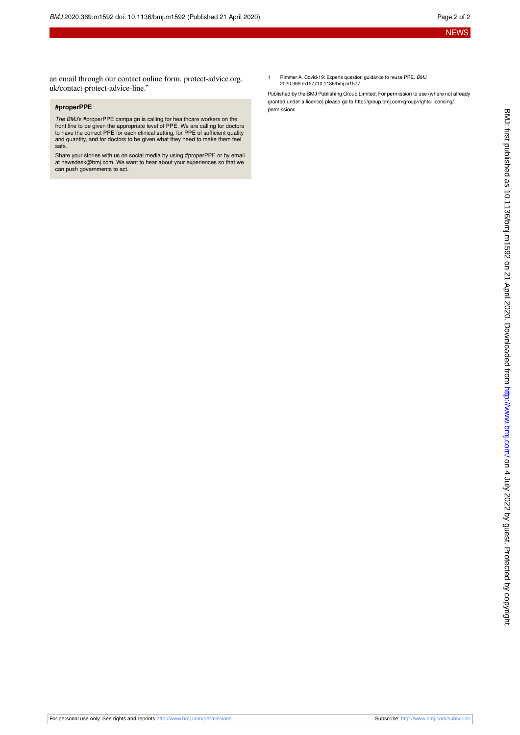an email through our contact online form, protect-advice.org.uk/contact-protect-advice-line."

### #properPPE

*The BMJ*'s #properPPE campaign is calling for healthcare workers on the front line to be given the appropriate level of PPE. We are calling for doctors to have the correct PPE for each clinical setting, for PPE of sufficient quality and quantity, and for doctors to be given what they need to make them feel safe.

Share your stories with us on social media by using #properPPE or by email at newsdesk@bmj.com. We want to hear about your experiences so that we can push governments to act.

1 Rimmer A. Covid-19: Experts question guidance to reuse PPE. *BMJ* 2020;369:m157710.1136/bmj.m1577.

Published by the BMJ Publishing Group Limited. For permission to use (where not already granted under a licence) please go to http://group.bmj.com/group/rights-licensing/permissions